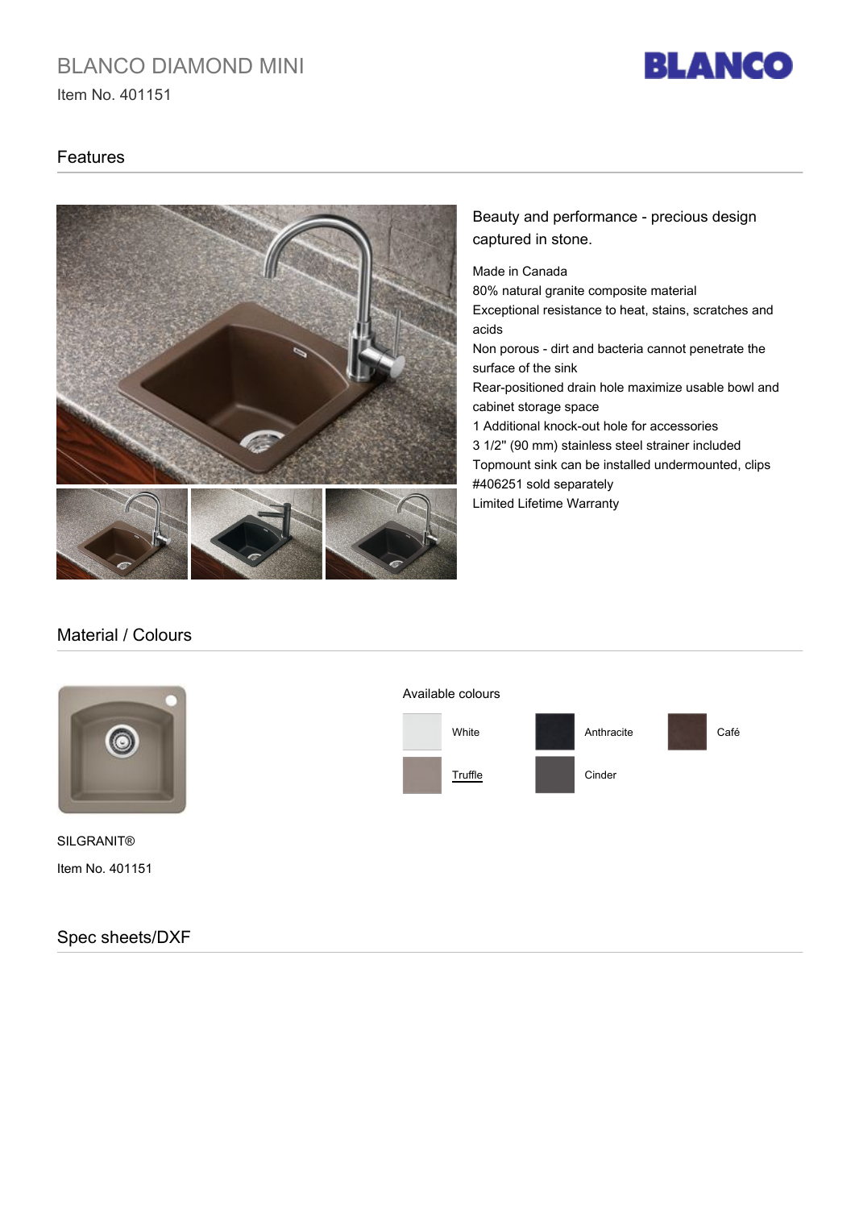# BLANCO DIAMOND MINI

Item No. 401151

BLANCO

## Features

Beauty and performance - precious design captured in stone.

Made in Canada
80% natural granite composite material
Exceptional resistance to heat, stains, scratches and acids
Non porous - dirt and bacteria cannot penetrate the surface of the sink
Rear-positioned drain hole maximize usable bowl and cabinet storage space
1 Additional knock-out hole for accessories
3 1/2" (90 mm) stainless steel strainer included
Topmount sink can be installed undermounted, clips #406251 sold separately
Limited Lifetime Warranty

## Material / Colours

SILGRANIT®

Item No. 401151

Available colours

| | | |
|---|---|---|
| White | Anthracite | Café |
| Truffle | Cinder | |

## Spec sheets/DXF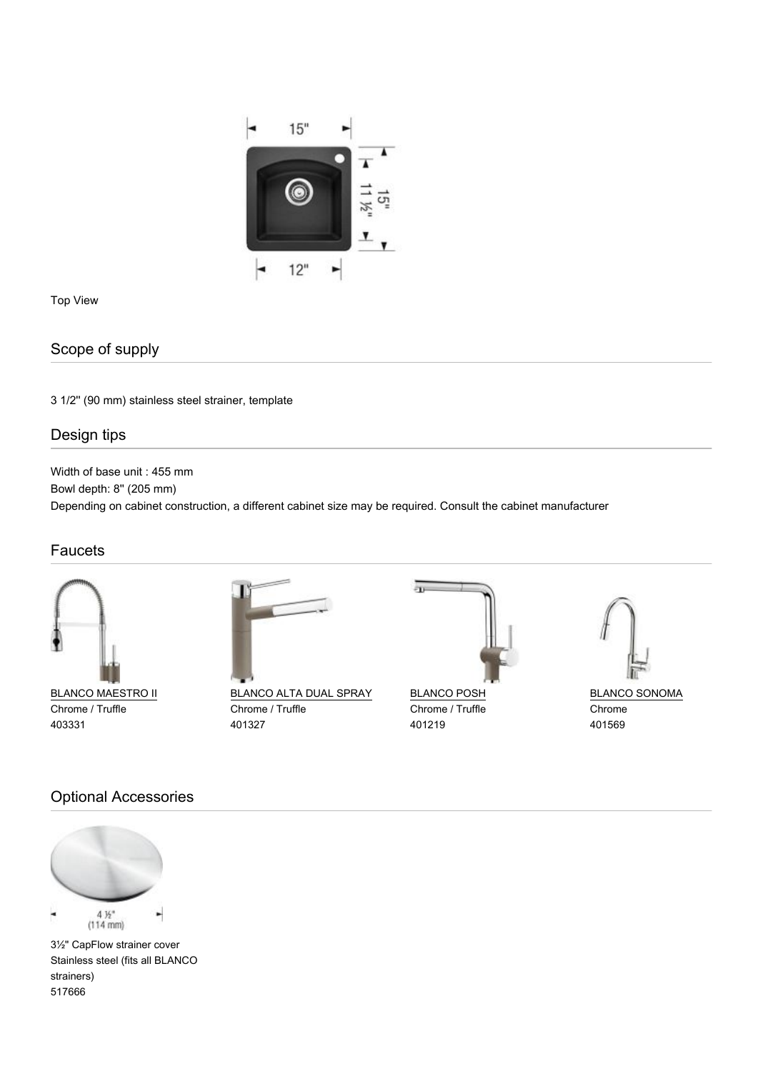Top View

## Scope of supply

3 1/2'' (90 mm) stainless steel strainer, template

## Design tips

Width of base unit : 455 mm
Bowl depth: 8" (205 mm)
Depending on cabinet construction, a different cabinet size may be required. Consult the cabinet manufacturer

## Faucets

BLANCO MAESTRO II
Chrome / Truffle
403331

BLANCO ALTA DUAL SPRAY
Chrome / Truffle
401327

BLANCO POSH
Chrome / Truffle
401219

BLANCO SONOMA
Chrome
401569

## Optional Accessories

4 ½"
(114 mm)

3½" CapFlow strainer cover
Stainless steel (fits all BLANCO strainers)
517666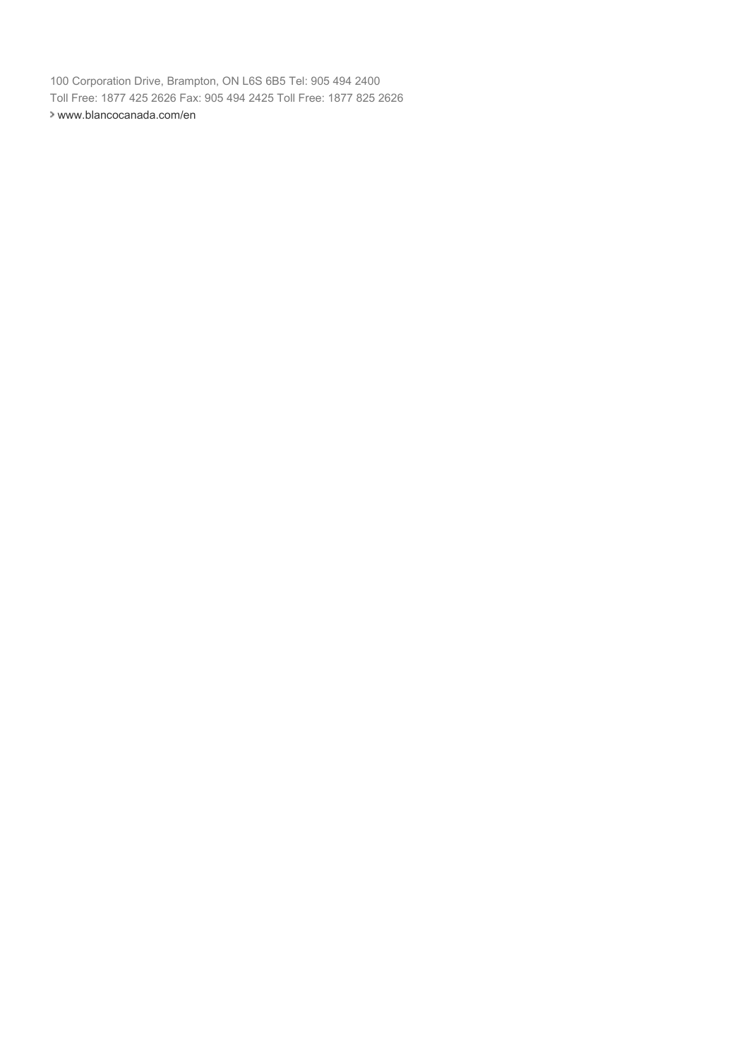100 Corporation Drive, Brampton, ON L6S 6B5 Tel: 905 494 2400
Toll Free: 1877 425 2626 Fax: 905 494 2425 Toll Free: 1877 825 2626
› www.blancocanada.com/en